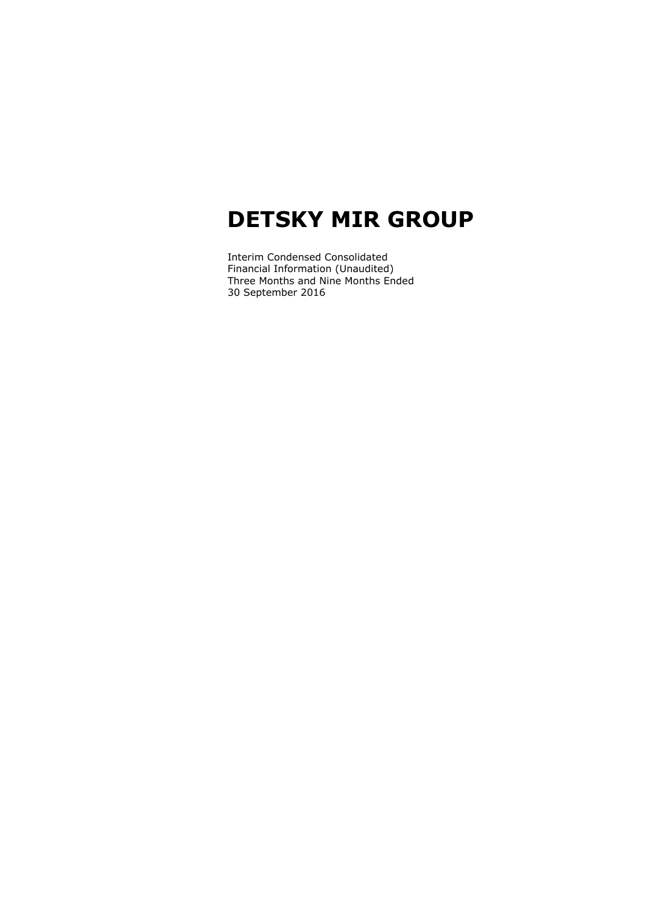# DETSKY MIR GROUP

Interim Condensed Consolidated
Financial Information (Unaudited)
Three Months and Nine Months Ended
30 September 2016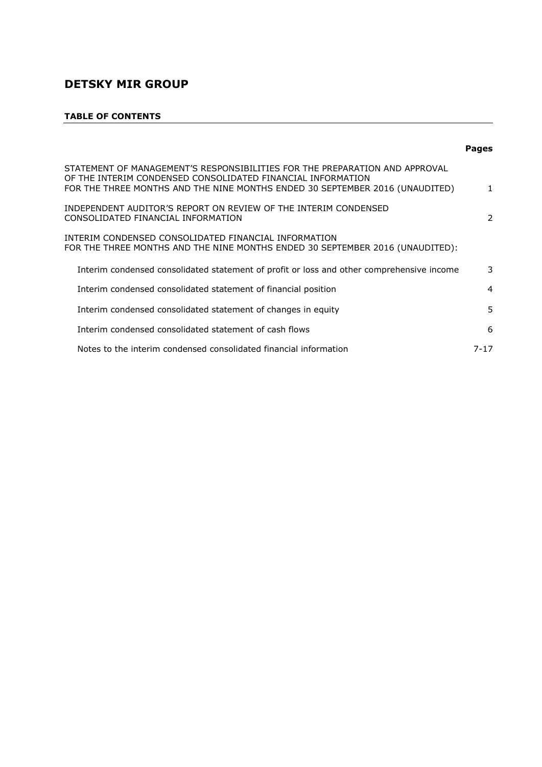# DETSKY MIR GROUP

**TABLE OF CONTENTS**

| | **Pages** |
|---|---|
| STATEMENT OF MANAGEMENT'S RESPONSIBILITIES FOR THE PREPARATION AND APPROVAL OF THE INTERIM CONDENSED CONSOLIDATED FINANCIAL INFORMATION FOR THE THREE MONTHS AND THE NINE MONTHS ENDED 30 SEPTEMBER 2016 (UNAUDITED) | 1 |
| INDEPENDENT AUDITOR'S REPORT ON REVIEW OF THE INTERIM CONDENSED CONSOLIDATED FINANCIAL INFORMATION | 2 |
| INTERIM CONDENSED CONSOLIDATED FINANCIAL INFORMATION FOR THE THREE MONTHS AND THE NINE MONTHS ENDED 30 SEPTEMBER 2016 (UNAUDITED): | |
| Interim condensed consolidated statement of profit or loss and other comprehensive income | 3 |
| Interim condensed consolidated statement of financial position | 4 |
| Interim condensed consolidated statement of changes in equity | 5 |
| Interim condensed consolidated statement of cash flows | 6 |
| Notes to the interim condensed consolidated financial information | 7-17 |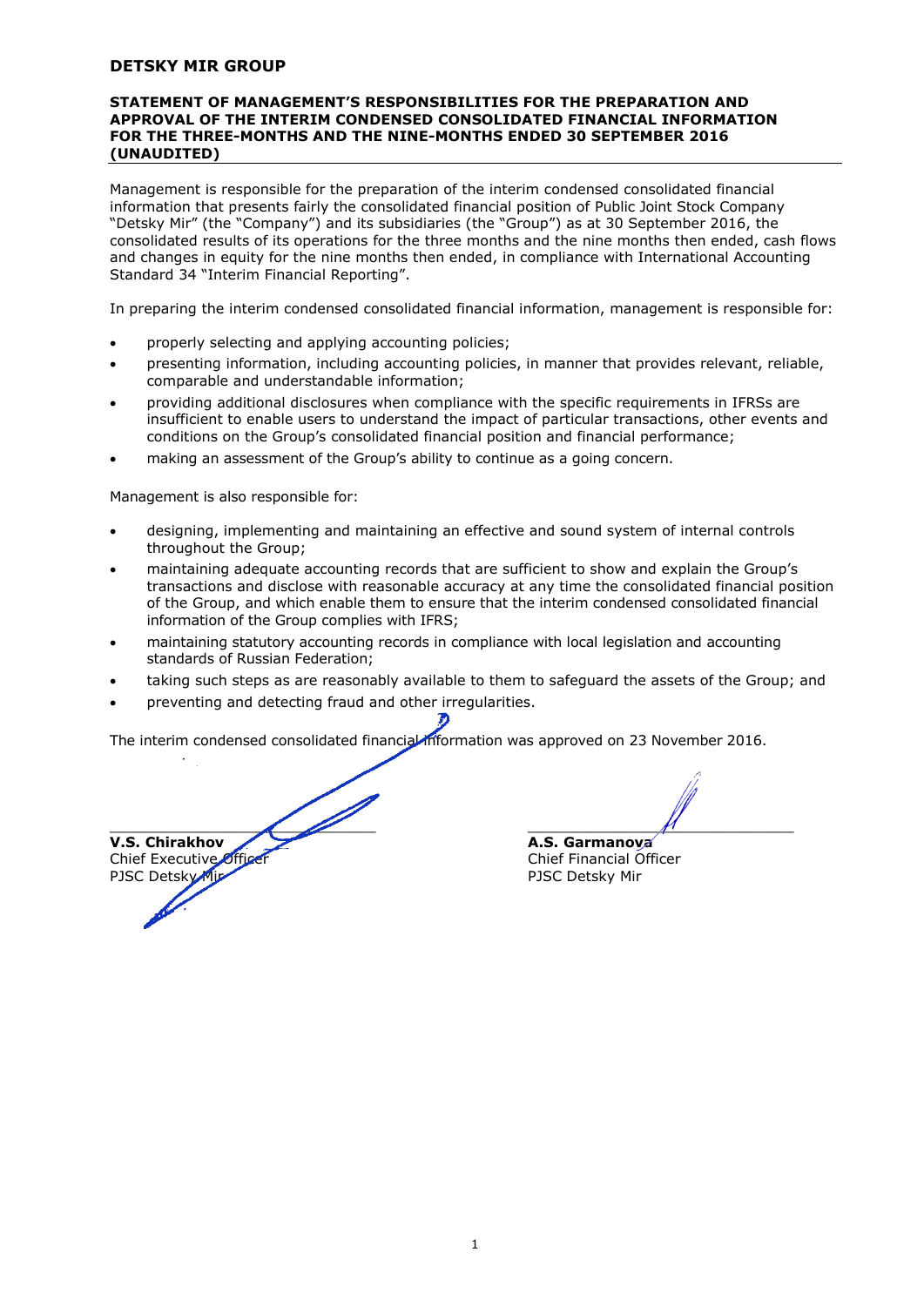# DETSKY MIR GROUP

## STATEMENT OF MANAGEMENT'S RESPONSIBILITIES FOR THE PREPARATION AND APPROVAL OF THE INTERIM CONDENSED CONSOLIDATED FINANCIAL INFORMATION FOR THE THREE-MONTHS AND THE NINE-MONTHS ENDED 30 SEPTEMBER 2016 (UNAUDITED)

Management is responsible for the preparation of the interim condensed consolidated financial information that presents fairly the consolidated financial position of Public Joint Stock Company "Detsky Mir" (the "Company") and its subsidiaries (the "Group") as at 30 September 2016, the consolidated results of its operations for the three months and the nine months then ended, cash flows and changes in equity for the nine months then ended, in compliance with International Accounting Standard 34 "Interim Financial Reporting".

In preparing the interim condensed consolidated financial information, management is responsible for:

- properly selecting and applying accounting policies;
- presenting information, including accounting policies, in manner that provides relevant, reliable, comparable and understandable information;
- providing additional disclosures when compliance with the specific requirements in IFRSs are insufficient to enable users to understand the impact of particular transactions, other events and conditions on the Group's consolidated financial position and financial performance;
- making an assessment of the Group's ability to continue as a going concern.

Management is also responsible for:

- designing, implementing and maintaining an effective and sound system of internal controls throughout the Group;
- maintaining adequate accounting records that are sufficient to show and explain the Group's transactions and disclose with reasonable accuracy at any time the consolidated financial position of the Group, and which enable them to ensure that the interim condensed consolidated financial information of the Group complies with IFRS;
- maintaining statutory accounting records in compliance with local legislation and accounting standards of Russian Federation;
- taking such steps as are reasonably available to them to safeguard the assets of the Group; and
- preventing and detecting fraud and other irregularities.

The interim condensed consolidated financial information was approved on 23 November 2016.

**V.S. Chirakhov**
Chief Executive Officer
PJSC Detsky Mir

**A.S. Garmanova**
Chief Financial Officer
PJSC Detsky Mir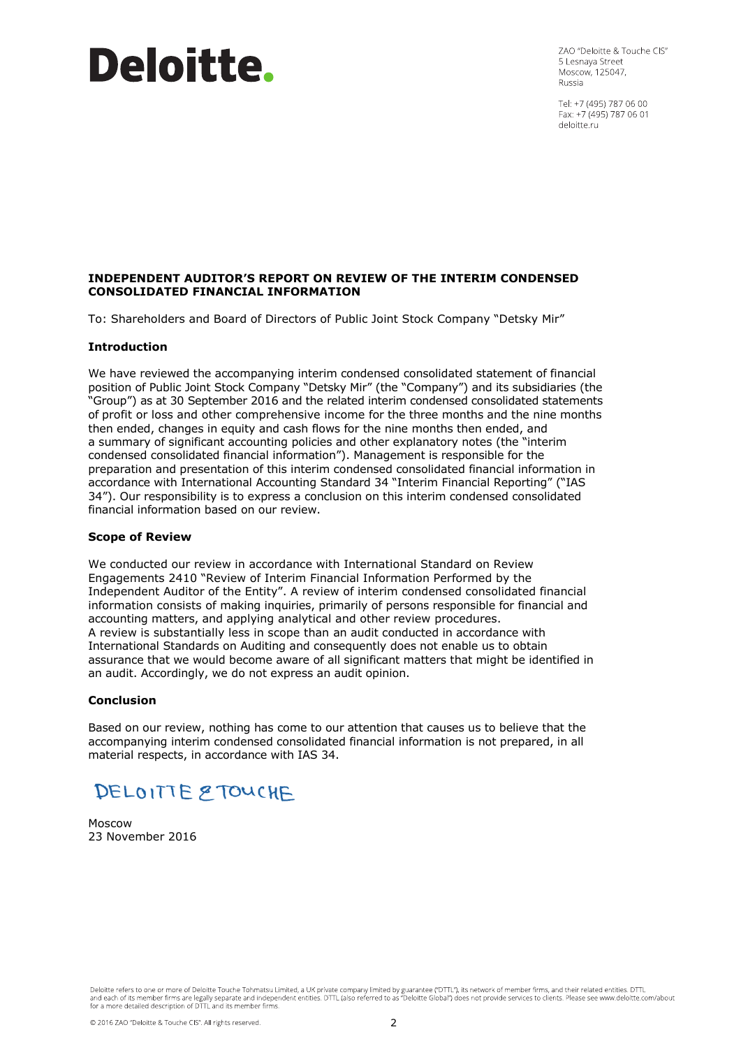# Deloitte.

ZAO "Deloitte & Touche CIS"
5 Lesnaya Street
Moscow, 125047,
Russia

Tel: +7 (495) 787 06 00
Fax: +7 (495) 787 06 01
deloitte.ru

## INDEPENDENT AUDITOR'S REPORT ON REVIEW OF THE INTERIM CONDENSED CONSOLIDATED FINANCIAL INFORMATION

To: Shareholders and Board of Directors of Public Joint Stock Company "Detsky Mir"

### Introduction

We have reviewed the accompanying interim condensed consolidated statement of financial position of Public Joint Stock Company "Detsky Mir" (the "Company") and its subsidiaries (the "Group") as at 30 September 2016 and the related interim condensed consolidated statements of profit or loss and other comprehensive income for the three months and the nine months then ended, changes in equity and cash flows for the nine months then ended, and a summary of significant accounting policies and other explanatory notes (the "interim condensed consolidated financial information"). Management is responsible for the preparation and presentation of this interim condensed consolidated financial information in accordance with International Accounting Standard 34 "Interim Financial Reporting" ("IAS 34"). Our responsibility is to express a conclusion on this interim condensed consolidated financial information based on our review.

### Scope of Review

We conducted our review in accordance with International Standard on Review Engagements 2410 "Review of Interim Financial Information Performed by the Independent Auditor of the Entity". A review of interim condensed consolidated financial information consists of making inquiries, primarily of persons responsible for financial and accounting matters, and applying analytical and other review procedures.
A review is substantially less in scope than an audit conducted in accordance with International Standards on Auditing and consequently does not enable us to obtain assurance that we would become aware of all significant matters that might be identified in an audit. Accordingly, we do not express an audit opinion.

### Conclusion

Based on our review, nothing has come to our attention that causes us to believe that the accompanying interim condensed consolidated financial information is not prepared, in all material respects, in accordance with IAS 34.

DELOITTE & TOUCHE

Moscow
23 November 2016

Deloitte refers to one or more of Deloitte Touche Tohmatsu Limited, a UK private company limited by guarantee ("DTTL"), its network of member firms, and their related entities. DTTL and each of its member firms are legally separate and independent entities. DTTL (also referred to as "Deloitte Global") does not provide services to clients. Please see www.deloitte.com/about for a more detailed description of DTTL and its member firms.

© 2016 ZAO "Deloitte & Touche CIS". All rights reserved.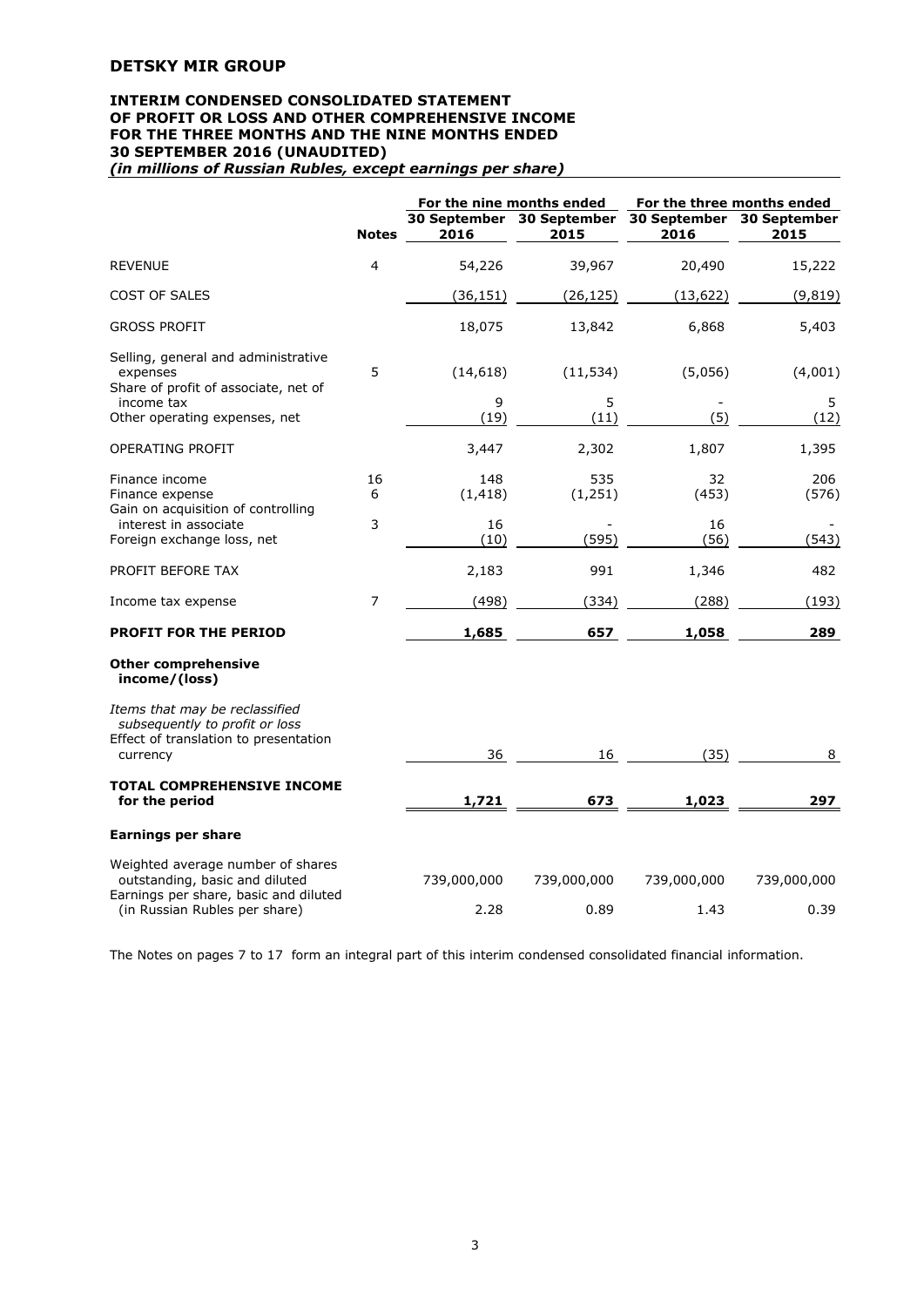# DETSKY MIR GROUP

## INTERIM CONDENSED CONSOLIDATED STATEMENT OF PROFIT OR LOSS AND OTHER COMPREHENSIVE INCOME FOR THE THREE MONTHS AND THE NINE MONTHS ENDED 30 SEPTEMBER 2016 (UNAUDITED)

*(in millions of Russian Rubles, except earnings per share)*

| | | For the nine months ended | | For the three months ended | |
|---|---|---|---|---|---|
| | **Notes** | **30 September 2016** | **30 September 2015** | **30 September 2016** | **30 September 2015** |
| REVENUE | 4 | 54,226 | 39,967 | 20,490 | 15,222 |
| COST OF SALES | | (36,151) | (26,125) | (13,622) | (9,819) |
| GROSS PROFIT | | 18,075 | 13,842 | 6,868 | 5,403 |
| Selling, general and administrative expenses | 5 | (14,618) | (11,534) | (5,056) | (4,001) |
| Share of profit of associate, net of income tax | | 9 | 5 | - | 5 |
| Other operating expenses, net | | (19) | (11) | (5) | (12) |
| OPERATING PROFIT | | 3,447 | 2,302 | 1,807 | 1,395 |
| Finance income | 16 | 148 | 535 | 32 | 206 |
| Finance expense | 6 | (1,418) | (1,251) | (453) | (576) |
| Gain on acquisition of controlling interest in associate | 3 | 16 | - | 16 | - |
| Foreign exchange loss, net | | (10) | (595) | (56) | (543) |
| PROFIT BEFORE TAX | | 2,183 | 991 | 1,346 | 482 |
| Income tax expense | 7 | (498) | (334) | (288) | (193) |
| **PROFIT FOR THE PERIOD** | | **1,685** | **657** | **1,058** | **289** |
| **Other comprehensive income/(loss)** | | | | | |
| *Items that may be reclassified subsequently to profit or loss* | | | | | |
| Effect of translation to presentation currency | | 36 | 16 | (35) | 8 |
| **TOTAL COMPREHENSIVE INCOME for the period** | | **1,721** | **673** | **1,023** | **297** |
| **Earnings per share** | | | | | |
| Weighted average number of shares outstanding, basic and diluted | | 739,000,000 | 739,000,000 | 739,000,000 | 739,000,000 |
| Earnings per share, basic and diluted (in Russian Rubles per share) | | 2.28 | 0.89 | 1.43 | 0.39 |

The Notes on pages 7 to 17 form an integral part of this interim condensed consolidated financial information.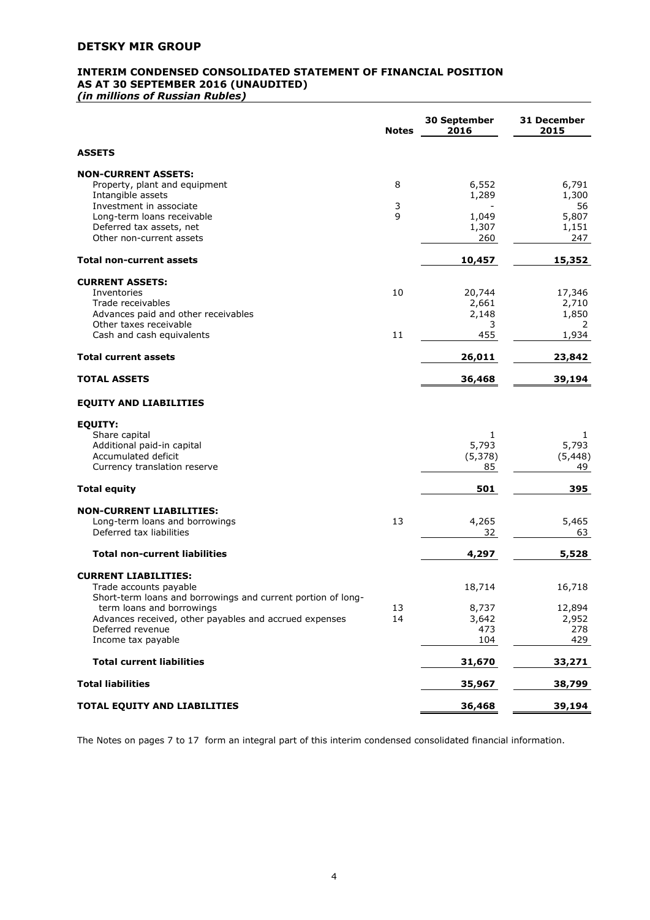# DETSKY MIR GROUP

## INTERIM CONDENSED CONSOLIDATED STATEMENT OF FINANCIAL POSITION AS AT 30 SEPTEMBER 2016 (UNAUDITED)

*(in millions of Russian Rubles)*

| | Notes | 30 September 2016 | 31 December 2015 |
|---|---|---|---|
| **ASSETS** | | | |
| **NON-CURRENT ASSETS:** | | | |
| Property, plant and equipment | 8 | 6,552 | 6,791 |
| Intangible assets | | 1,289 | 1,300 |
| Investment in associate | 3 | - | 56 |
| Long-term loans receivable | 9 | 1,049 | 5,807 |
| Deferred tax assets, net | | 1,307 | 1,151 |
| Other non-current assets | | 260 | 247 |
| **Total non-current assets** | | **10,457** | **15,352** |
| **CURRENT ASSETS:** | | | |
| Inventories | 10 | 20,744 | 17,346 |
| Trade receivables | | 2,661 | 2,710 |
| Advances paid and other receivables | | 2,148 | 1,850 |
| Other taxes receivable | | 3 | 2 |
| Cash and cash equivalents | 11 | 455 | 1,934 |
| **Total current assets** | | **26,011** | **23,842** |
| **TOTAL ASSETS** | | **36,468** | **39,194** |
| **EQUITY AND LIABILITIES** | | | |
| **EQUITY:** | | | |
| Share capital | | 1 | 1 |
| Additional paid-in capital | | 5,793 | 5,793 |
| Accumulated deficit | | (5,378) | (5,448) |
| Currency translation reserve | | 85 | 49 |
| **Total equity** | | **501** | **395** |
| **NON-CURRENT LIABILITIES:** | | | |
| Long-term loans and borrowings | 13 | 4,265 | 5,465 |
| Deferred tax liabilities | | 32 | 63 |
| **Total non-current liabilities** | | **4,297** | **5,528** |
| **CURRENT LIABILITIES:** | | | |
| Trade accounts payable | | 18,714 | 16,718 |
| Short-term loans and borrowings and current portion of long-term loans and borrowings | 13 | 8,737 | 12,894 |
| Advances received, other payables and accrued expenses | 14 | 3,642 | 2,952 |
| Deferred revenue | | 473 | 278 |
| Income tax payable | | 104 | 429 |
| **Total current liabilities** | | **31,670** | **33,271** |
| **Total liabilities** | | **35,967** | **38,799** |
| **TOTAL EQUITY AND LIABILITIES** | | **36,468** | **39,194** |

The Notes on pages 7 to 17 form an integral part of this interim condensed consolidated financial information.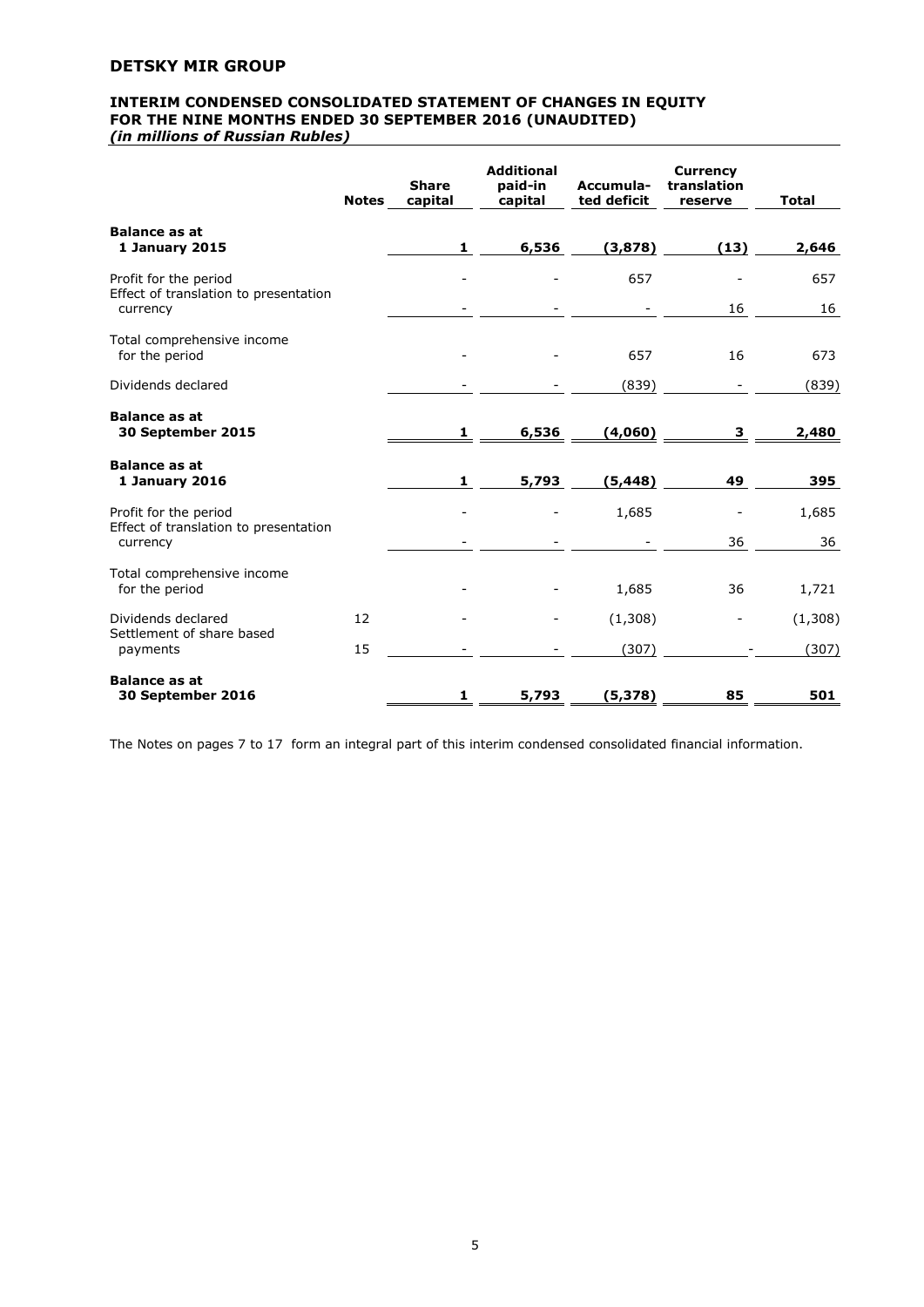**DETSKY MIR GROUP**

**INTERIM CONDENSED CONSOLIDATED STATEMENT OF CHANGES IN EQUITY FOR THE NINE MONTHS ENDED 30 SEPTEMBER 2016 (UNAUDITED)**
***(in millions of Russian Rubles)***

| | Notes | Share capital | Additional paid-in capital | Accumulated deficit | Currency translation reserve | Total |
|---|---|---|---|---|---|---|
| **Balance as at 1 January 2015** | | **1** | **6,536** | **(3,878)** | **(13)** | **2,646** |
| Profit for the period | | - | - | 657 | - | 657 |
| Effect of translation to presentation currency | | - | - | - | 16 | 16 |
| Total comprehensive income for the period | | - | - | 657 | 16 | 673 |
| Dividends declared | | - | - | (839) | - | (839) |
| **Balance as at 30 September 2015** | | **1** | **6,536** | **(4,060)** | **3** | **2,480** |
| **Balance as at 1 January 2016** | | **1** | **5,793** | **(5,448)** | **49** | **395** |
| Profit for the period | | - | - | 1,685 | - | 1,685 |
| Effect of translation to presentation currency | | - | - | - | 36 | 36 |
| Total comprehensive income for the period | | - | - | 1,685 | 36 | 1,721 |
| Dividends declared | 12 | - | - | (1,308) | - | (1,308) |
| Settlement of share based payments | 15 | - | - | (307) | - | (307) |
| **Balance as at 30 September 2016** | | **1** | **5,793** | **(5,378)** | **85** | **501** |

The Notes on pages 7 to 17 form an integral part of this interim condensed consolidated financial information.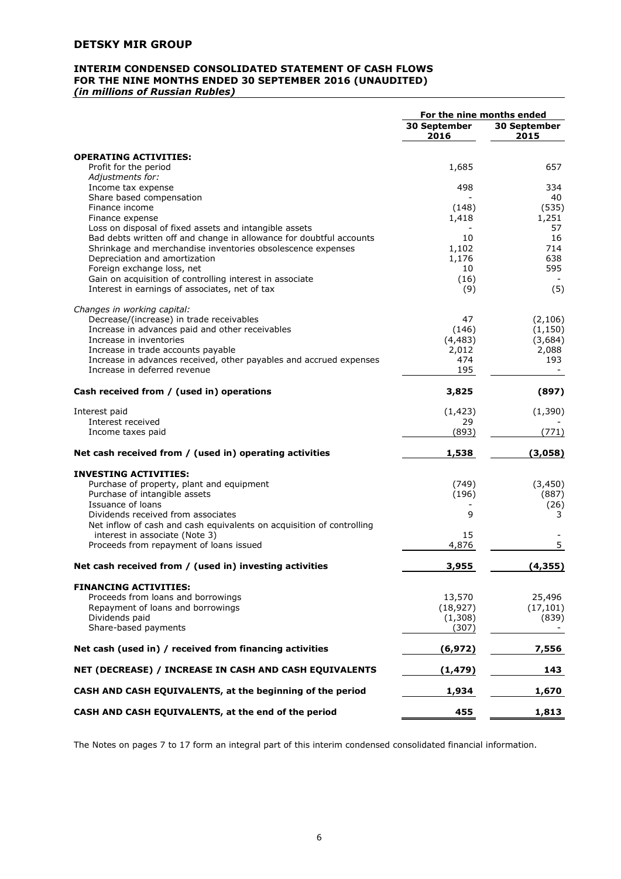# DETSKY MIR GROUP

## INTERIM CONDENSED CONSOLIDATED STATEMENT OF CASH FLOWS FOR THE NINE MONTHS ENDED 30 SEPTEMBER 2016 (UNAUDITED)

***(in millions of Russian Rubles)***

| | For the nine months ended | |
|---|---|---|
| | **30 September 2016** | **30 September 2015** |
| **OPERATING ACTIVITIES:** | | |
| Profit for the period | 1,685 | 657 |
| *Adjustments for:* | | |
| Income tax expense | 498 | 334 |
| Share based compensation | - | 40 |
| Finance income | (148) | (535) |
| Finance expense | 1,418 | 1,251 |
| Loss on disposal of fixed assets and intangible assets | - | 57 |
| Bad debts written off and change in allowance for doubtful accounts | 10 | 16 |
| Shrinkage and merchandise inventories obsolescence expenses | 1,102 | 714 |
| Depreciation and amortization | 1,176 | 638 |
| Foreign exchange loss, net | 10 | 595 |
| Gain on acquisition of controlling interest in associate | (16) | - |
| Interest in earnings of associates, net of tax | (9) | (5) |
| *Changes in working capital:* | | |
| Decrease/(increase) in trade receivables | 47 | (2,106) |
| Increase in advances paid and other receivables | (146) | (1,150) |
| Increase in inventories | (4,483) | (3,684) |
| Increase in trade accounts payable | 2,012 | 2,088 |
| Increase in advances received, other payables and accrued expenses | 474 | 193 |
| Increase in deferred revenue | 195 | - |
| **Cash received from / (used in) operations** | **3,825** | **(897)** |
| Interest paid | (1,423) | (1,390) |
| Interest received | 29 | - |
| Income taxes paid | (893) | (771) |
| **Net cash received from / (used in) operating activities** | **1,538** | **(3,058)** |
| **INVESTING ACTIVITIES:** | | |
| Purchase of property, plant and equipment | (749) | (3,450) |
| Purchase of intangible assets | (196) | (887) |
| Issuance of loans | - | (26) |
| Dividends received from associates | 9 | 3 |
| Net inflow of cash and cash equivalents on acquisition of controlling interest in associate (Note 3) | 15 | - |
| Proceeds from repayment of loans issued | 4,876 | 5 |
| **Net cash received from / (used in) investing activities** | **3,955** | **(4,355)** |
| **FINANCING ACTIVITIES:** | | |
| Proceeds from loans and borrowings | 13,570 | 25,496 |
| Repayment of loans and borrowings | (18,927) | (17,101) |
| Dividends paid | (1,308) | (839) |
| Share-based payments | (307) | - |
| **Net cash (used in) / received from financing activities** | **(6,972)** | **7,556** |
| **NET (DECREASE) / INCREASE IN CASH AND CASH EQUIVALENTS** | **(1,479)** | **143** |
| **CASH AND CASH EQUIVALENTS, at the beginning of the period** | **1,934** | **1,670** |
| **CASH AND CASH EQUIVALENTS, at the end of the period** | **455** | **1,813** |

The Notes on pages 7 to 17 form an integral part of this interim condensed consolidated financial information.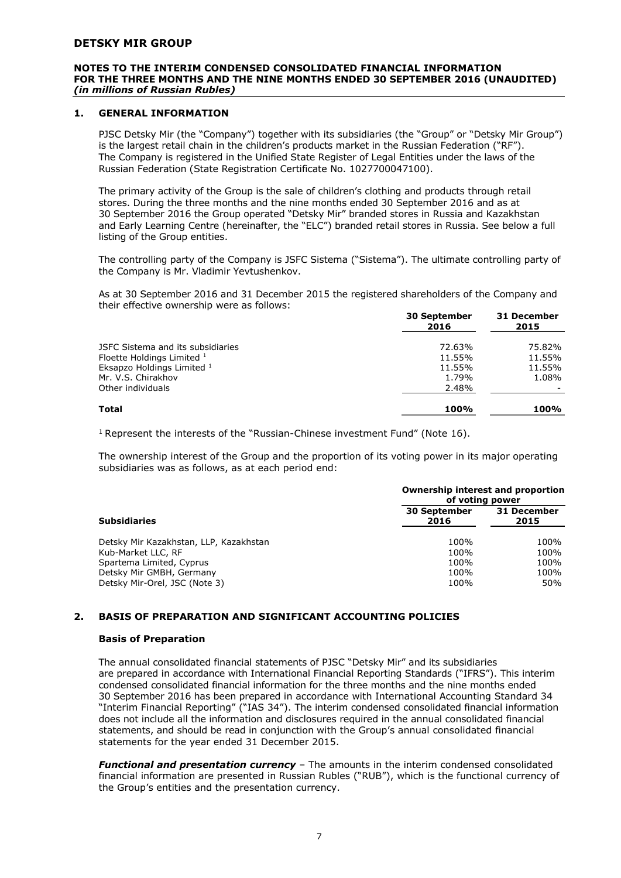## 1. GENERAL INFORMATION

PJSC Detsky Mir (the "Company") together with its subsidiaries (the "Group" or "Detsky Mir Group") is the largest retail chain in the children's products market in the Russian Federation ("RF"). The Company is registered in the Unified State Register of Legal Entities under the laws of the Russian Federation (State Registration Certificate No. 1027700047100).

The primary activity of the Group is the sale of children's clothing and products through retail stores. During the three months and the nine months ended 30 September 2016 and as at 30 September 2016 the Group operated "Detsky Mir" branded stores in Russia and Kazakhstan and Early Learning Centre (hereinafter, the "ELC") branded retail stores in Russia. See below a full listing of the Group entities.

The controlling party of the Company is JSFC Sistema ("Sistema"). The ultimate controlling party of the Company is Mr. Vladimir Yevtushenkov.

As at 30 September 2016 and 31 December 2015 the registered shareholders of the Company and their effective ownership were as follows:

| | 30 September 2016 | 31 December 2015 |
|---|---|---|
| JSFC Sistema and its subsidiaries | 72.63% | 75.82% |
| Floette Holdings Limited [1] | 11.55% | 11.55% |
| Eksapzo Holdings Limited [1] | 11.55% | 11.55% |
| Mr. V.S. Chirakhov | 1.79% | 1.08% |
| Other individuals | 2.48% | - |
| **Total** | **100%** | **100%** |

[1] Represent the interests of the "Russian-Chinese investment Fund" (Note 16).

The ownership interest of the Group and the proportion of its voting power in its major operating subsidiaries was as follows, as at each period end:

| | Ownership interest and proportion of voting power | |
|---|---|---|
| **Subsidiaries** | **30 September 2016** | **31 December 2015** |
| Detsky Mir Kazakhstan, LLP, Kazakhstan | 100% | 100% |
| Kub-Market LLC, RF | 100% | 100% |
| Spartema Limited, Cyprus | 100% | 100% |
| Detsky Mir GMBH, Germany | 100% | 100% |
| Detsky Mir-Orel, JSC (Note 3) | 100% | 50% |

## 2. BASIS OF PREPARATION AND SIGNIFICANT ACCOUNTING POLICIES

### Basis of Preparation

The annual consolidated financial statements of PJSC "Detsky Mir" and its subsidiaries are prepared in accordance with International Financial Reporting Standards ("IFRS"). This interim condensed consolidated financial information for the three months and the nine months ended 30 September 2016 has been prepared in accordance with International Accounting Standard 34 "Interim Financial Reporting" ("IAS 34"). The interim condensed consolidated financial information does not include all the information and disclosures required in the annual consolidated financial statements, and should be read in conjunction with the Group's annual consolidated financial statements for the year ended 31 December 2015.

***Functional and presentation currency*** – The amounts in the interim condensed consolidated financial information are presented in Russian Rubles ("RUB"), which is the functional currency of the Group's entities and the presentation currency.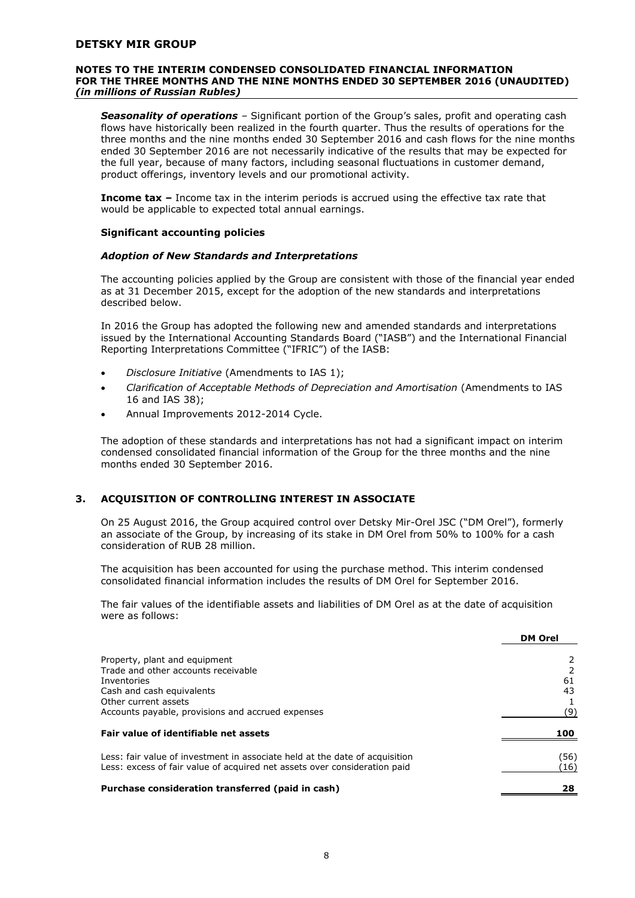***Seasonality of operations*** – Significant portion of the Group's sales, profit and operating cash flows have historically been realized in the fourth quarter. Thus the results of operations for the three months and the nine months ended 30 September 2016 and cash flows for the nine months ended 30 September 2016 are not necessarily indicative of the results that may be expected for the full year, because of many factors, including seasonal fluctuations in customer demand, product offerings, inventory levels and our promotional activity.

**Income tax –** Income tax in the interim periods is accrued using the effective tax rate that would be applicable to expected total annual earnings.

**Significant accounting policies**

***Adoption of New Standards and Interpretations***

The accounting policies applied by the Group are consistent with those of the financial year ended as at 31 December 2015, except for the adoption of the new standards and interpretations described below.

In 2016 the Group has adopted the following new and amended standards and interpretations issued by the International Accounting Standards Board ("IASB") and the International Financial Reporting Interpretations Committee ("IFRIC") of the IASB:

- *Disclosure Initiative* (Amendments to IAS 1);
- *Clarification of Acceptable Methods of Depreciation and Amortisation* (Amendments to IAS 16 and IAS 38);
- Annual Improvements 2012-2014 Cycle.

The adoption of these standards and interpretations has not had a significant impact on interim condensed consolidated financial information of the Group for the three months and the nine months ended 30 September 2016.

## 3. ACQUISITION OF CONTROLLING INTEREST IN ASSOCIATE

On 25 August 2016, the Group acquired control over Detsky Mir-Orel JSC ("DM Orel"), formerly an associate of the Group, by increasing of its stake in DM Orel from 50% to 100% for a cash consideration of RUB 28 million.

The acquisition has been accounted for using the purchase method. This interim condensed consolidated financial information includes the results of DM Orel for September 2016.

The fair values of the identifiable assets and liabilities of DM Orel as at the date of acquisition were as follows:

| | DM Orel |
|---|---|
| Property, plant and equipment | 2 |
| Trade and other accounts receivable | 2 |
| Inventories | 61 |
| Cash and cash equivalents | 43 |
| Other current assets | 1 |
| Accounts payable, provisions and accrued expenses | (9) |
| **Fair value of identifiable net assets** | **100** |
| Less: fair value of investment in associate held at the date of acquisition | (56) |
| Less: excess of fair value of acquired net assets over consideration paid | (16) |
| **Purchase consideration transferred (paid in cash)** | **28** |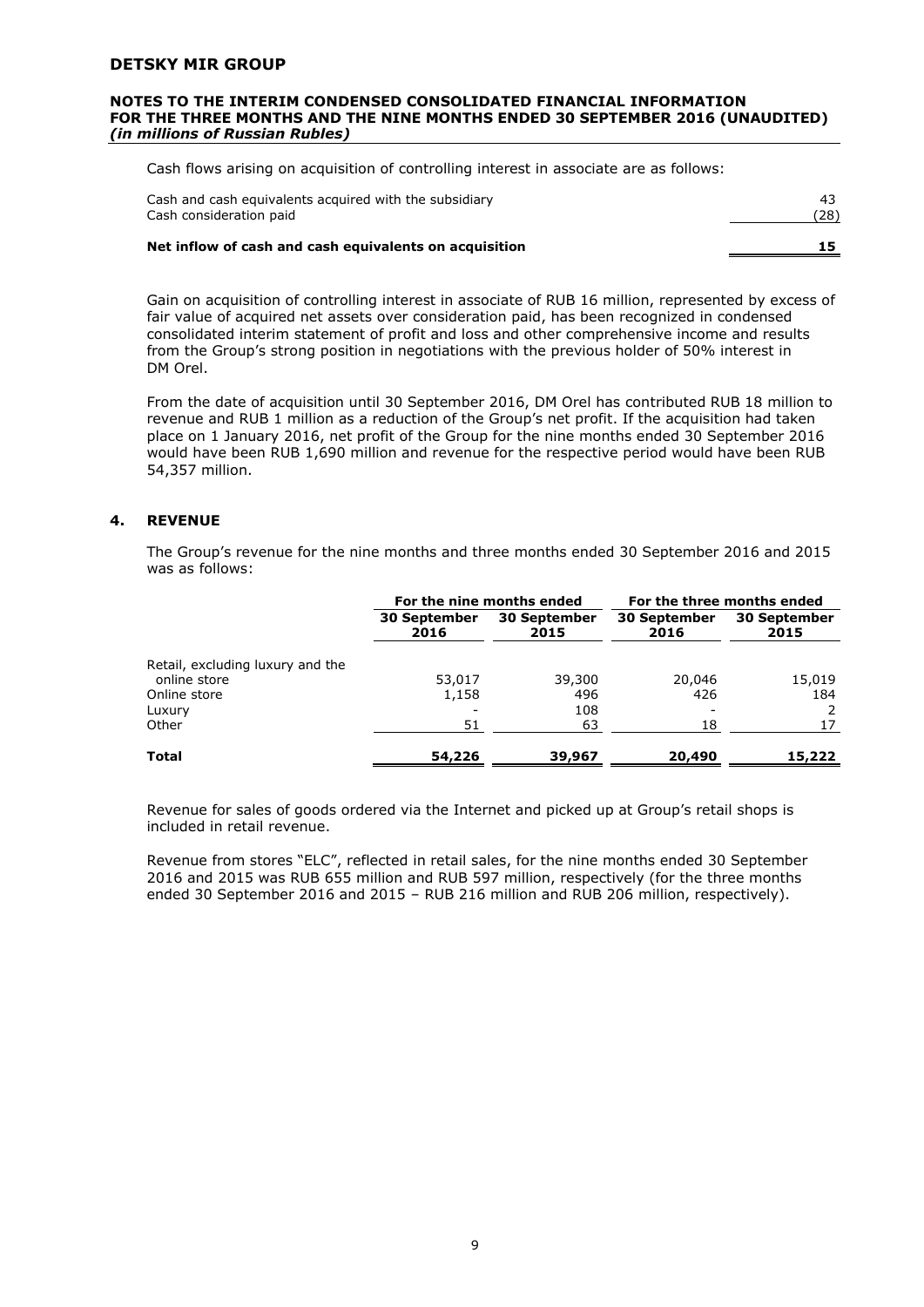Cash flows arising on acquisition of controlling interest in associate are as follows:

| | |
|---|---|
| Cash and cash equivalents acquired with the subsidiary | 43 |
| Cash consideration paid | (28) |
| **Net inflow of cash and cash equivalents on acquisition** | **15** |

Gain on acquisition of controlling interest in associate of RUB 16 million, represented by excess of fair value of acquired net assets over consideration paid, has been recognized in condensed consolidated interim statement of profit and loss and other comprehensive income and results from the Group's strong position in negotiations with the previous holder of 50% interest in DM Orel.

From the date of acquisition until 30 September 2016, DM Orel has contributed RUB 18 million to revenue and RUB 1 million as a reduction of the Group's net profit. If the acquisition had taken place on 1 January 2016, net profit of the Group for the nine months ended 30 September 2016 would have been RUB 1,690 million and revenue for the respective period would have been RUB 54,357 million.

## 4. REVENUE

The Group's revenue for the nine months and three months ended 30 September 2016 and 2015 was as follows:

| | For the nine months ended | | For the three months ended | |
|---|---|---|---|---|
| | 30 September 2016 | 30 September 2015 | 30 September 2016 | 30 September 2015 |
| Retail, excluding luxury and the online store | 53,017 | 39,300 | 20,046 | 15,019 |
| Online store | 1,158 | 496 | 426 | 184 |
| Luxury | - | 108 | - | 2 |
| Other | 51 | 63 | 18 | 17 |
| **Total** | **54,226** | **39,967** | **20,490** | **15,222** |

Revenue for sales of goods ordered via the Internet and picked up at Group's retail shops is included in retail revenue.

Revenue from stores "ELC", reflected in retail sales, for the nine months ended 30 September 2016 and 2015 was RUB 655 million and RUB 597 million, respectively (for the three months ended 30 September 2016 and 2015 – RUB 216 million and RUB 206 million, respectively).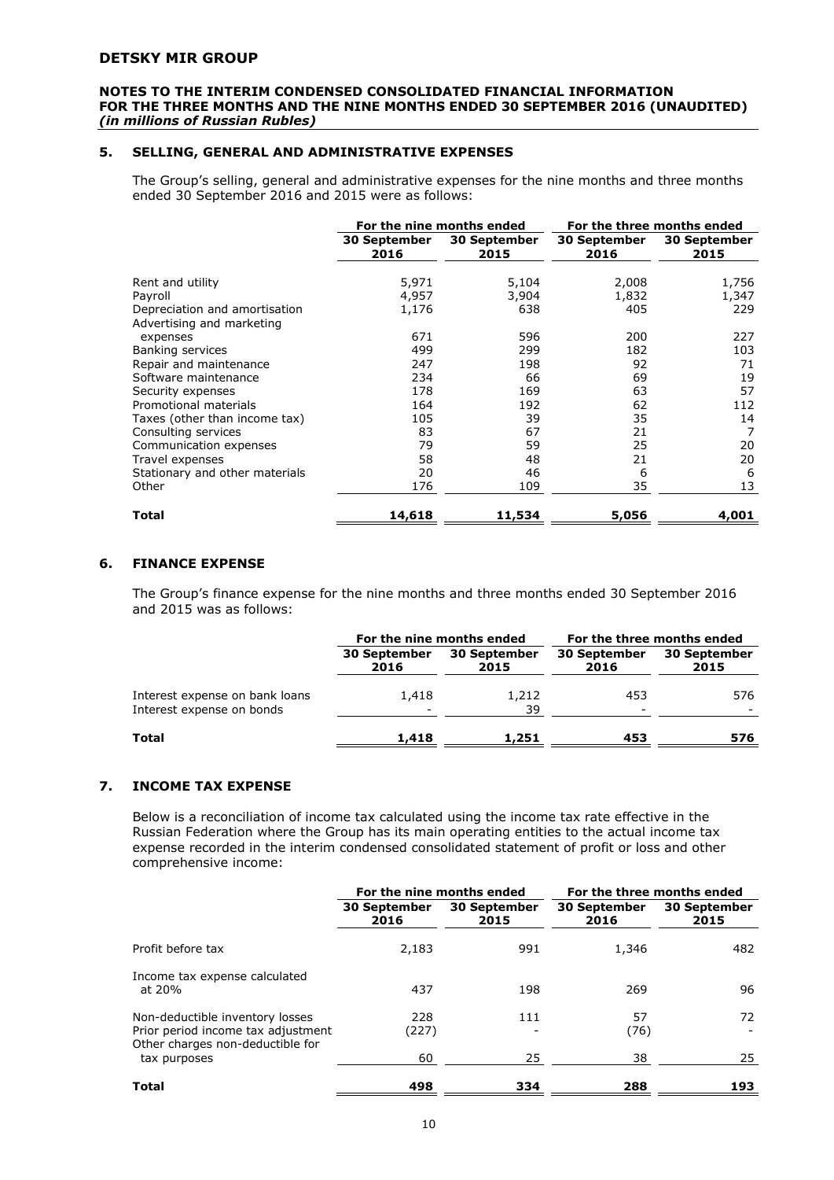## 5. SELLING, GENERAL AND ADMINISTRATIVE EXPENSES

The Group's selling, general and administrative expenses for the nine months and three months ended 30 September 2016 and 2015 were as follows:

| | For the nine months ended | | For the three months ended | |
|---|---|---|---|---|
| | **30 September 2016** | **30 September 2015** | **30 September 2016** | **30 September 2015** |
| Rent and utility | 5,971 | 5,104 | 2,008 | 1,756 |
| Payroll | 4,957 | 3,904 | 1,832 | 1,347 |
| Depreciation and amortisation | 1,176 | 638 | 405 | 229 |
| Advertising and marketing expenses | 671 | 596 | 200 | 227 |
| Banking services | 499 | 299 | 182 | 103 |
| Repair and maintenance | 247 | 198 | 92 | 71 |
| Software maintenance | 234 | 66 | 69 | 19 |
| Security expenses | 178 | 169 | 63 | 57 |
| Promotional materials | 164 | 192 | 62 | 112 |
| Taxes (other than income tax) | 105 | 39 | 35 | 14 |
| Consulting services | 83 | 67 | 21 | 7 |
| Communication expenses | 79 | 59 | 25 | 20 |
| Travel expenses | 58 | 48 | 21 | 20 |
| Stationary and other materials | 20 | 46 | 6 | 6 |
| Other | 176 | 109 | 35 | 13 |
| **Total** | **14,618** | **11,534** | **5,056** | **4,001** |

## 6. FINANCE EXPENSE

The Group's finance expense for the nine months and three months ended 30 September 2016 and 2015 was as follows:

| | For the nine months ended | | For the three months ended | |
|---|---|---|---|---|
| | **30 September 2016** | **30 September 2015** | **30 September 2016** | **30 September 2015** |
| Interest expense on bank loans | 1,418 | 1,212 | 453 | 576 |
| Interest expense on bonds | - | 39 | - | - |
| **Total** | **1,418** | **1,251** | **453** | **576** |

## 7. INCOME TAX EXPENSE

Below is a reconciliation of income tax calculated using the income tax rate effective in the Russian Federation where the Group has its main operating entities to the actual income tax expense recorded in the interim condensed consolidated statement of profit or loss and other comprehensive income:

| | For the nine months ended | | For the three months ended | |
|---|---|---|---|---|
| | **30 September 2016** | **30 September 2015** | **30 September 2016** | **30 September 2015** |
| Profit before tax | 2,183 | 991 | 1,346 | 482 |
| Income tax expense calculated at 20% | 437 | 198 | 269 | 96 |
| Non-deductible inventory losses | 228 | 111 | 57 | 72 |
| Prior period income tax adjustment | (227) | - | (76) | - |
| Other charges non-deductible for tax purposes | 60 | 25 | 38 | 25 |
| **Total** | **498** | **334** | **288** | **193** |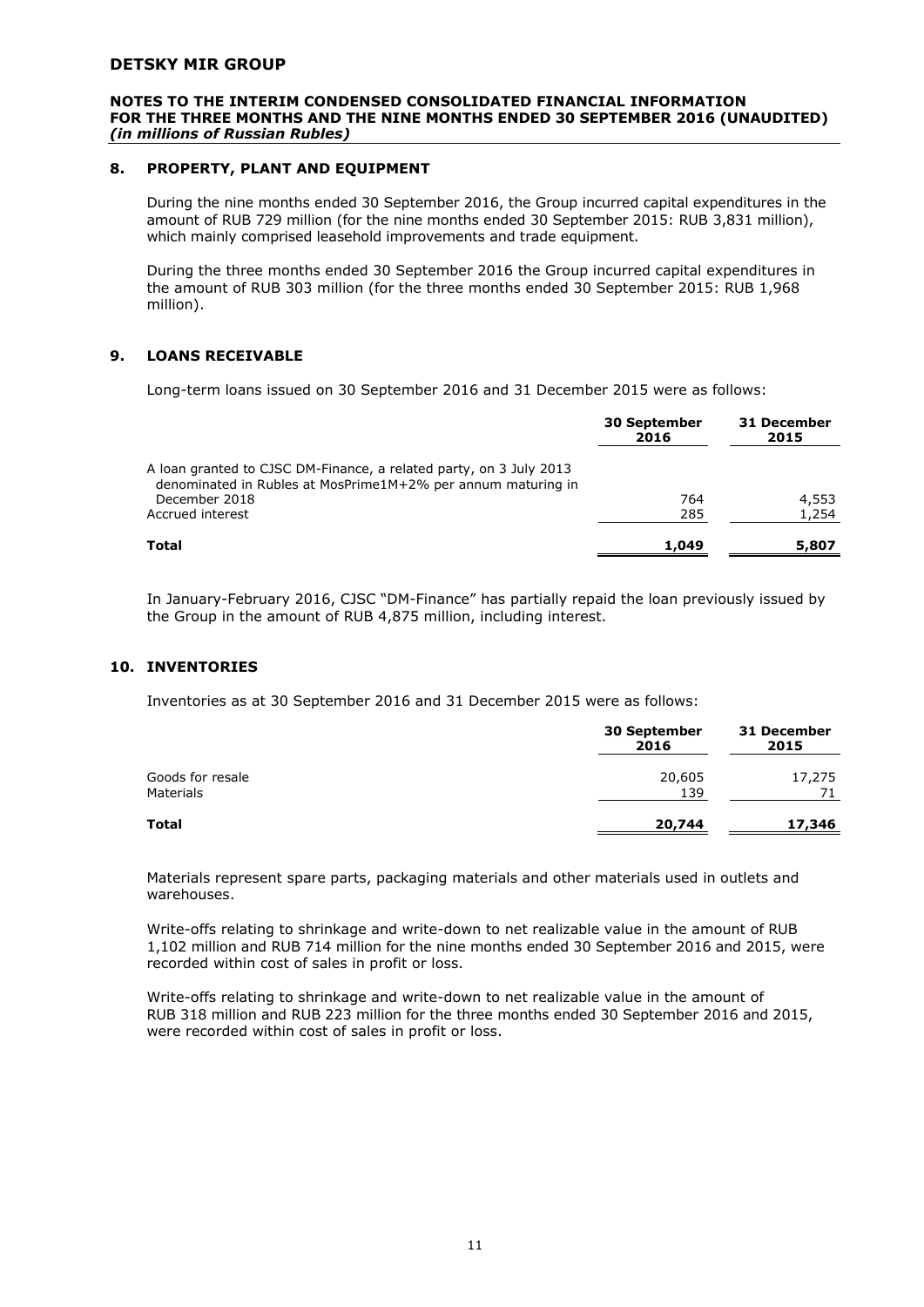## 8. PROPERTY, PLANT AND EQUIPMENT

During the nine months ended 30 September 2016, the Group incurred capital expenditures in the amount of RUB 729 million (for the nine months ended 30 September 2015: RUB 3,831 million), which mainly comprised leasehold improvements and trade equipment.

During the three months ended 30 September 2016 the Group incurred capital expenditures in the amount of RUB 303 million (for the three months ended 30 September 2015: RUB 1,968 million).

## 9. LOANS RECEIVABLE

Long-term loans issued on 30 September 2016 and 31 December 2015 were as follows:

| | 30 September 2016 | 31 December 2015 |
|---|---|---|
| A loan granted to CJSC DM-Finance, a related party, on 3 July 2013 denominated in Rubles at MosPrime1M+2% per annum maturing in December 2018 | 764 | 4,553 |
| Accrued interest | 285 | 1,254 |
| **Total** | **1,049** | **5,807** |

In January-February 2016, CJSC "DM-Finance" has partially repaid the loan previously issued by the Group in the amount of RUB 4,875 million, including interest.

## 10. INVENTORIES

Inventories as at 30 September 2016 and 31 December 2015 were as follows:

| | 30 September 2016 | 31 December 2015 |
|---|---|---|
| Goods for resale | 20,605 | 17,275 |
| Materials | 139 | 71 |
| **Total** | **20,744** | **17,346** |

Materials represent spare parts, packaging materials and other materials used in outlets and warehouses.

Write-offs relating to shrinkage and write-down to net realizable value in the amount of RUB 1,102 million and RUB 714 million for the nine months ended 30 September 2016 and 2015, were recorded within cost of sales in profit or loss.

Write-offs relating to shrinkage and write-down to net realizable value in the amount of RUB 318 million and RUB 223 million for the three months ended 30 September 2016 and 2015, were recorded within cost of sales in profit or loss.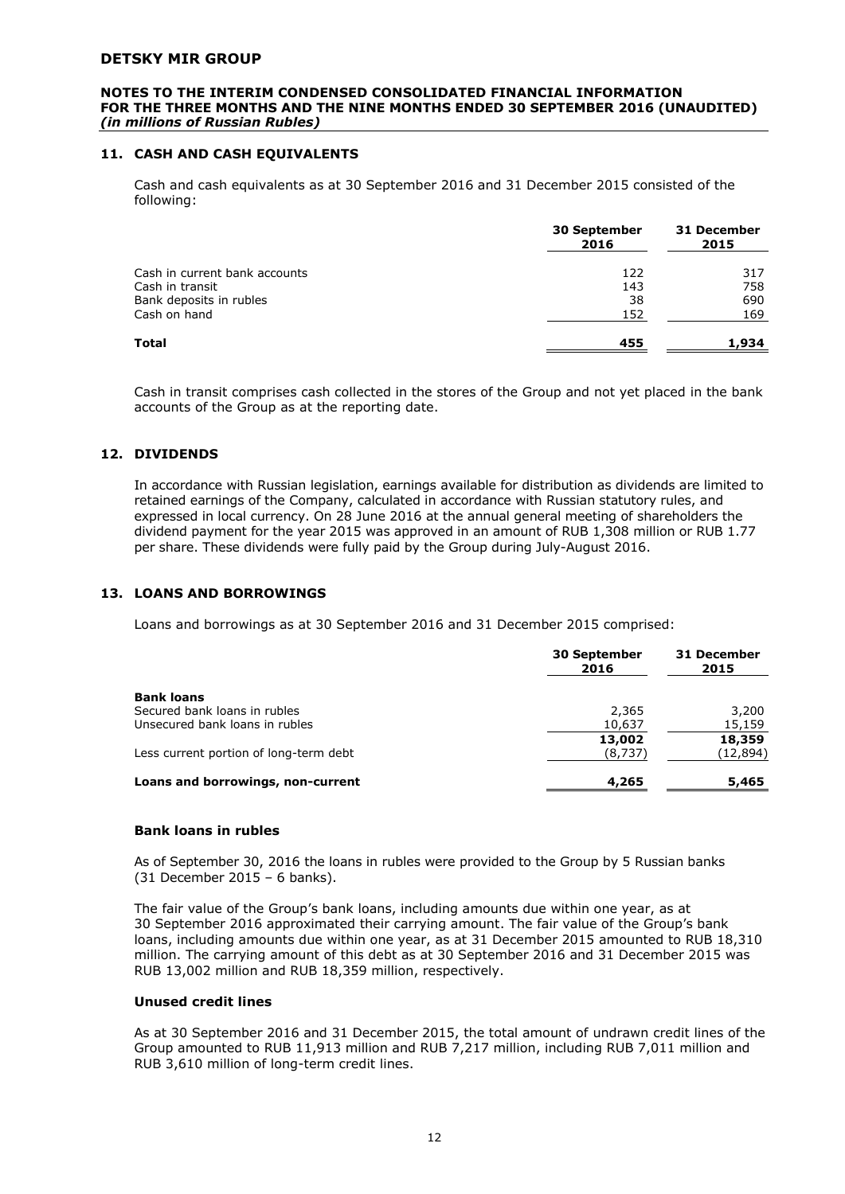## 11. CASH AND CASH EQUIVALENTS

Cash and cash equivalents as at 30 September 2016 and 31 December 2015 consisted of the following:

| | 30 September 2016 | 31 December 2015 |
|---|---|---|
| Cash in current bank accounts | 122 | 317 |
| Cash in transit | 143 | 758 |
| Bank deposits in rubles | 38 | 690 |
| Cash on hand | 152 | 169 |
| **Total** | **455** | **1,934** |

Cash in transit comprises cash collected in the stores of the Group and not yet placed in the bank accounts of the Group as at the reporting date.

## 12. DIVIDENDS

In accordance with Russian legislation, earnings available for distribution as dividends are limited to retained earnings of the Company, calculated in accordance with Russian statutory rules, and expressed in local currency. On 28 June 2016 at the annual general meeting of shareholders the dividend payment for the year 2015 was approved in an amount of RUB 1,308 million or RUB 1.77 per share. These dividends were fully paid by the Group during July-August 2016.

## 13. LOANS AND BORROWINGS

Loans and borrowings as at 30 September 2016 and 31 December 2015 comprised:

| | 30 September 2016 | 31 December 2015 |
|---|---|---|
| **Bank loans** | | |
| Secured bank loans in rubles | 2,365 | 3,200 |
| Unsecured bank loans in rubles | 10,637 | 15,159 |
| | **13,002** | **18,359** |
| Less current portion of long-term debt | (8,737) | (12,894) |
| **Loans and borrowings, non-current** | **4,265** | **5,465** |

### Bank loans in rubles

As of September 30, 2016 the loans in rubles were provided to the Group by 5 Russian banks (31 December 2015 – 6 banks).

The fair value of the Group's bank loans, including amounts due within one year, as at 30 September 2016 approximated their carrying amount. The fair value of the Group's bank loans, including amounts due within one year, as at 31 December 2015 amounted to RUB 18,310 million. The carrying amount of this debt as at 30 September 2016 and 31 December 2015 was RUB 13,002 million and RUB 18,359 million, respectively.

### Unused credit lines

As at 30 September 2016 and 31 December 2015, the total amount of undrawn credit lines of the Group amounted to RUB 11,913 million and RUB 7,217 million, including RUB 7,011 million and RUB 3,610 million of long-term credit lines.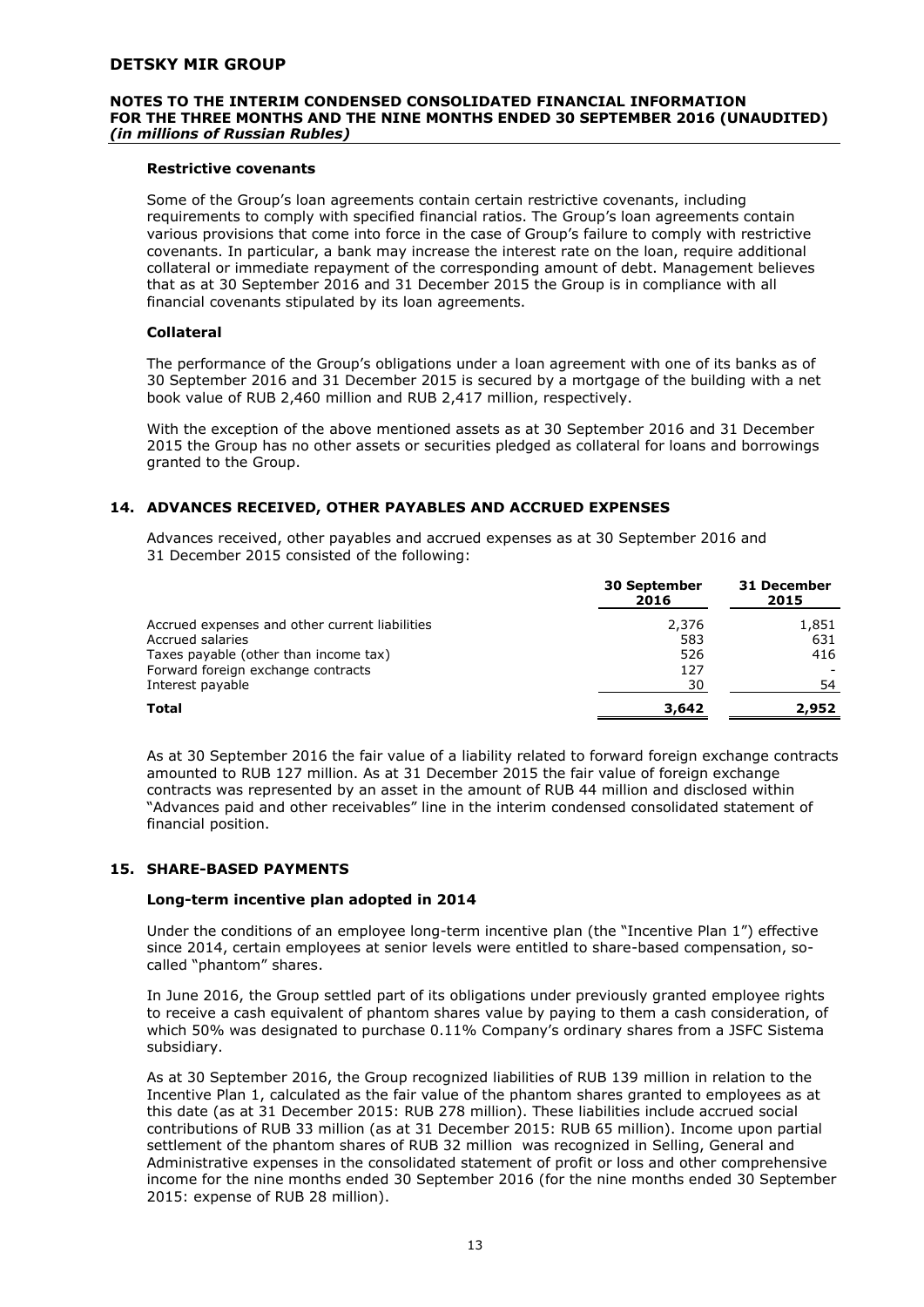### Restrictive covenants

Some of the Group's loan agreements contain certain restrictive covenants, including requirements to comply with specified financial ratios. The Group's loan agreements contain various provisions that come into force in the case of Group's failure to comply with restrictive covenants. In particular, a bank may increase the interest rate on the loan, require additional collateral or immediate repayment of the corresponding amount of debt. Management believes that as at 30 September 2016 and 31 December 2015 the Group is in compliance with all financial covenants stipulated by its loan agreements.

### Collateral

The performance of the Group's obligations under a loan agreement with one of its banks as of 30 September 2016 and 31 December 2015 is secured by a mortgage of the building with a net book value of RUB 2,460 million and RUB 2,417 million, respectively.

With the exception of the above mentioned assets as at 30 September 2016 and 31 December 2015 the Group has no other assets or securities pledged as collateral for loans and borrowings granted to the Group.

## 14. ADVANCES RECEIVED, OTHER PAYABLES AND ACCRUED EXPENSES

Advances received, other payables and accrued expenses as at 30 September 2016 and 31 December 2015 consisted of the following:

| | 30 September 2016 | 31 December 2015 |
|---|---|---|
| Accrued expenses and other current liabilities | 2,376 | 1,851 |
| Accrued salaries | 583 | 631 |
| Taxes payable (other than income tax) | 526 | 416 |
| Forward foreign exchange contracts | 127 | - |
| Interest payable | 30 | 54 |
| **Total** | **3,642** | **2,952** |

As at 30 September 2016 the fair value of a liability related to forward foreign exchange contracts amounted to RUB 127 million. As at 31 December 2015 the fair value of foreign exchange contracts was represented by an asset in the amount of RUB 44 million and disclosed within "Advances paid and other receivables" line in the interim condensed consolidated statement of financial position.

## 15. SHARE-BASED PAYMENTS

### Long-term incentive plan adopted in 2014

Under the conditions of an employee long-term incentive plan (the "Incentive Plan 1") effective since 2014, certain employees at senior levels were entitled to share-based compensation, so-called "phantom" shares.

In June 2016, the Group settled part of its obligations under previously granted employee rights to receive a cash equivalent of phantom shares value by paying to them a cash consideration, of which 50% was designated to purchase 0.11% Company's ordinary shares from a JSFC Sistema subsidiary.

As at 30 September 2016, the Group recognized liabilities of RUB 139 million in relation to the Incentive Plan 1, calculated as the fair value of the phantom shares granted to employees as at this date (as at 31 December 2015: RUB 278 million). These liabilities include accrued social contributions of RUB 33 million (as at 31 December 2015: RUB 65 million). Income upon partial settlement of the phantom shares of RUB 32 million was recognized in Selling, General and Administrative expenses in the consolidated statement of profit or loss and other comprehensive income for the nine months ended 30 September 2016 (for the nine months ended 30 September 2015: expense of RUB 28 million).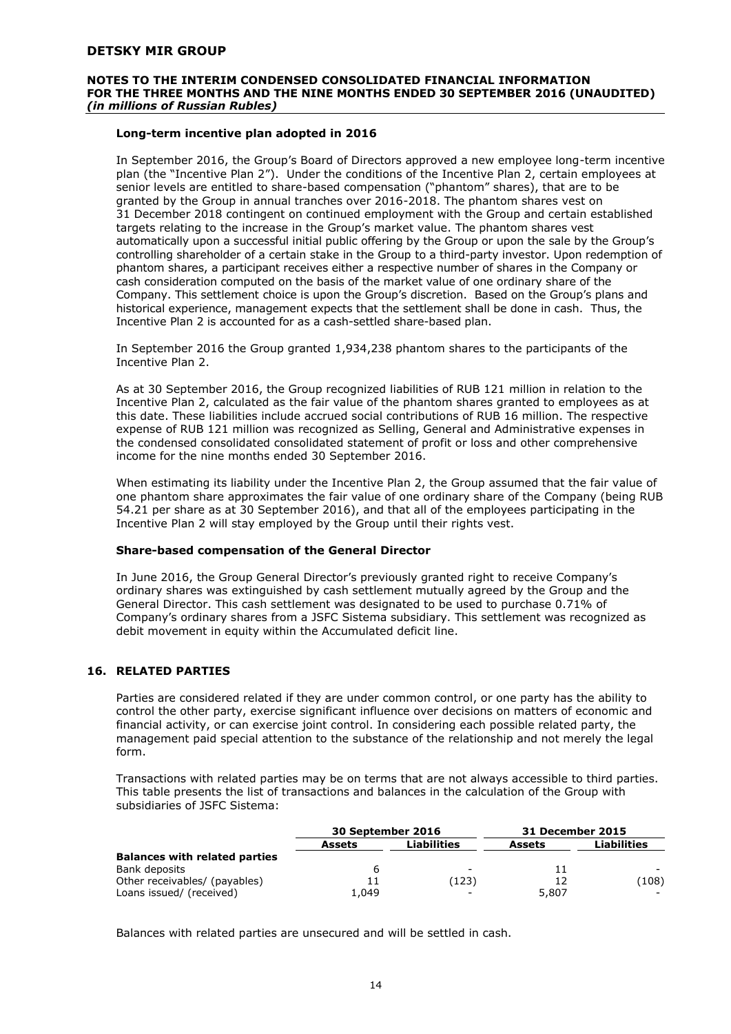### Long-term incentive plan adopted in 2016

In September 2016, the Group's Board of Directors approved a new employee long-term incentive plan (the "Incentive Plan 2"). Under the conditions of the Incentive Plan 2, certain employees at senior levels are entitled to share-based compensation ("phantom" shares), that are to be granted by the Group in annual tranches over 2016-2018. The phantom shares vest on 31 December 2018 contingent on continued employment with the Group and certain established targets relating to the increase in the Group's market value. The phantom shares vest automatically upon a successful initial public offering by the Group or upon the sale by the Group's controlling shareholder of a certain stake in the Group to a third-party investor. Upon redemption of phantom shares, a participant receives either a respective number of shares in the Company or cash consideration computed on the basis of the market value of one ordinary share of the Company. This settlement choice is upon the Group's discretion. Based on the Group's plans and historical experience, management expects that the settlement shall be done in cash. Thus, the Incentive Plan 2 is accounted for as a cash-settled share-based plan.

In September 2016 the Group granted 1,934,238 phantom shares to the participants of the Incentive Plan 2.

As at 30 September 2016, the Group recognized liabilities of RUB 121 million in relation to the Incentive Plan 2, calculated as the fair value of the phantom shares granted to employees as at this date. These liabilities include accrued social contributions of RUB 16 million. The respective expense of RUB 121 million was recognized as Selling, General and Administrative expenses in the condensed consolidated consolidated statement of profit or loss and other comprehensive income for the nine months ended 30 September 2016.

When estimating its liability under the Incentive Plan 2, the Group assumed that the fair value of one phantom share approximates the fair value of one ordinary share of the Company (being RUB 54.21 per share as at 30 September 2016), and that all of the employees participating in the Incentive Plan 2 will stay employed by the Group until their rights vest.

### Share-based compensation of the General Director

In June 2016, the Group General Director's previously granted right to receive Company's ordinary shares was extinguished by cash settlement mutually agreed by the Group and the General Director. This cash settlement was designated to be used to purchase 0.71% of Company's ordinary shares from a JSFC Sistema subsidiary. This settlement was recognized as debit movement in equity within the Accumulated deficit line.

## 16. RELATED PARTIES

Parties are considered related if they are under common control, or one party has the ability to control the other party, exercise significant influence over decisions on matters of economic and financial activity, or can exercise joint control. In considering each possible related party, the management paid special attention to the substance of the relationship and not merely the legal form.

Transactions with related parties may be on terms that are not always accessible to third parties. This table presents the list of transactions and balances in the calculation of the Group with subsidiaries of JSFC Sistema:

| | 30 September 2016 | | 31 December 2015 | |
|---|---|---|---|---|
| | **Assets** | **Liabilities** | **Assets** | **Liabilities** |
| **Balances with related parties** | | | | |
| Bank deposits | 6 | - | 11 | - |
| Other receivables/ (payables) | 11 | (123) | 12 | (108) |
| Loans issued/ (received) | 1,049 | - | 5,807 | - |

Balances with related parties are unsecured and will be settled in cash.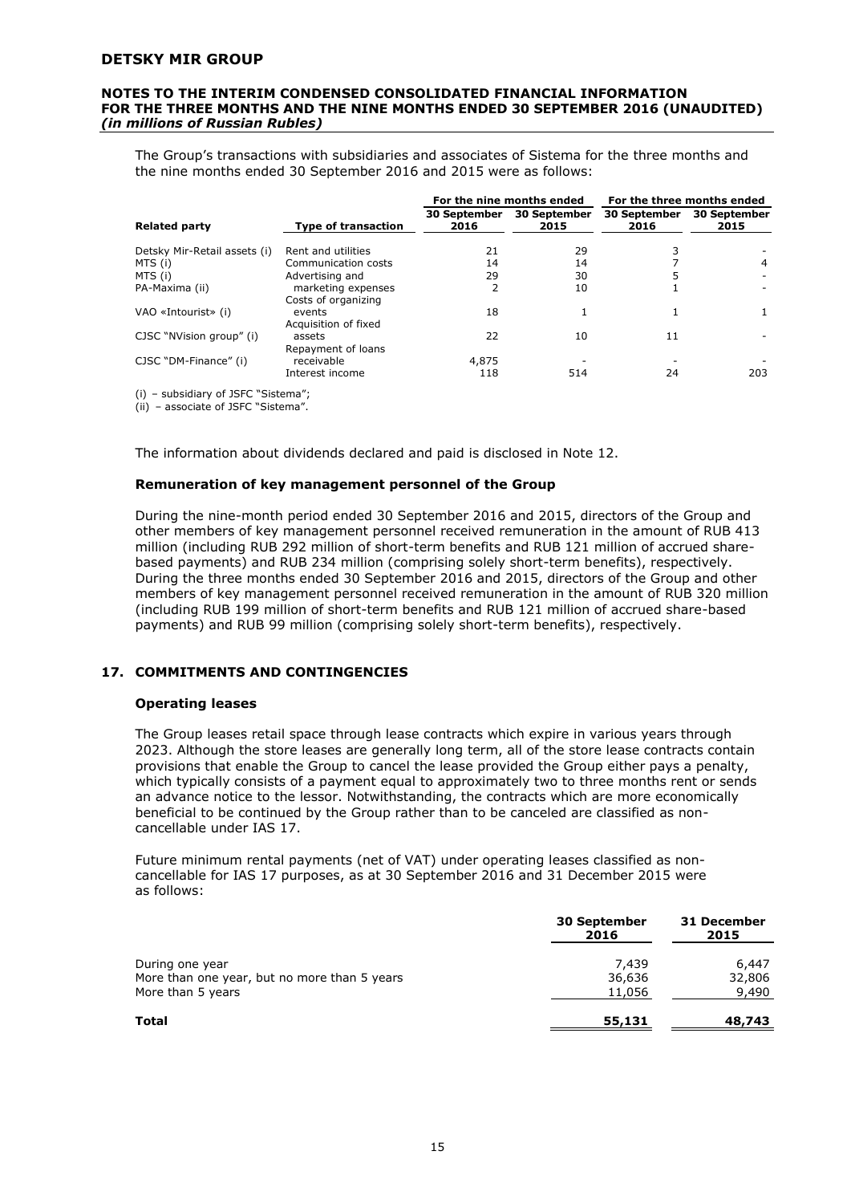The Group's transactions with subsidiaries and associates of Sistema for the three months and the nine months ended 30 September 2016 and 2015 were as follows:

| | | For the nine months ended | | For the three months ended | |
|---|---|---|---|---|---|
| **Related party** | **Type of transaction** | **30 September 2016** | **30 September 2015** | **30 September 2016** | **30 September 2015** |
| Detsky Mir-Retail assets (i) | Rent and utilities | 21 | 29 | 3 | - |
| MTS (i) | Communication costs | 14 | 14 | 7 | 4 |
| MTS (i) | Advertising and | 29 | 30 | 5 | - |
| PA-Maxima (ii) | marketing expenses | 2 | 10 | 1 | - |
| VAO «Intourist» (i) | Costs of organizing events | 18 | 1 | 1 | 1 |
| CJSC "NVision group" (i) | Acquisition of fixed assets | 22 | 10 | 11 | - |
| CJSC "DM-Finance" (i) | Repayment of loans receivable | 4,875 | - | - | - |
| | Interest income | 118 | 514 | 24 | 203 |

(i) – subsidiary of JSFC "Sistema";
(ii) – associate of JSFC "Sistema".

The information about dividends declared and paid is disclosed in Note 12.

### Remuneration of key management personnel of the Group

During the nine-month period ended 30 September 2016 and 2015, directors of the Group and other members of key management personnel received remuneration in the amount of RUB 413 million (including RUB 292 million of short-term benefits and RUB 121 million of accrued share-based payments) and RUB 234 million (comprising solely short-term benefits), respectively. During the three months ended 30 September 2016 and 2015, directors of the Group and other members of key management personnel received remuneration in the amount of RUB 320 million (including RUB 199 million of short-term benefits and RUB 121 million of accrued share-based payments) and RUB 99 million (comprising solely short-term benefits), respectively.

## 17. COMMITMENTS AND CONTINGENCIES

### Operating leases

The Group leases retail space through lease contracts which expire in various years through 2023. Although the store leases are generally long term, all of the store lease contracts contain provisions that enable the Group to cancel the lease provided the Group either pays a penalty, which typically consists of a payment equal to approximately two to three months rent or sends an advance notice to the lessor. Notwithstanding, the contracts which are more economically beneficial to be continued by the Group rather than to be canceled are classified as non-cancellable under IAS 17.

Future minimum rental payments (net of VAT) under operating leases classified as non-cancellable for IAS 17 purposes, as at 30 September 2016 and 31 December 2015 were as follows:

| | 30 September 2016 | 31 December 2015 |
|---|---|---|
| During one year | 7,439 | 6,447 |
| More than one year, but no more than 5 years | 36,636 | 32,806 |
| More than 5 years | 11,056 | 9,490 |
| **Total** | **55,131** | **48,743** |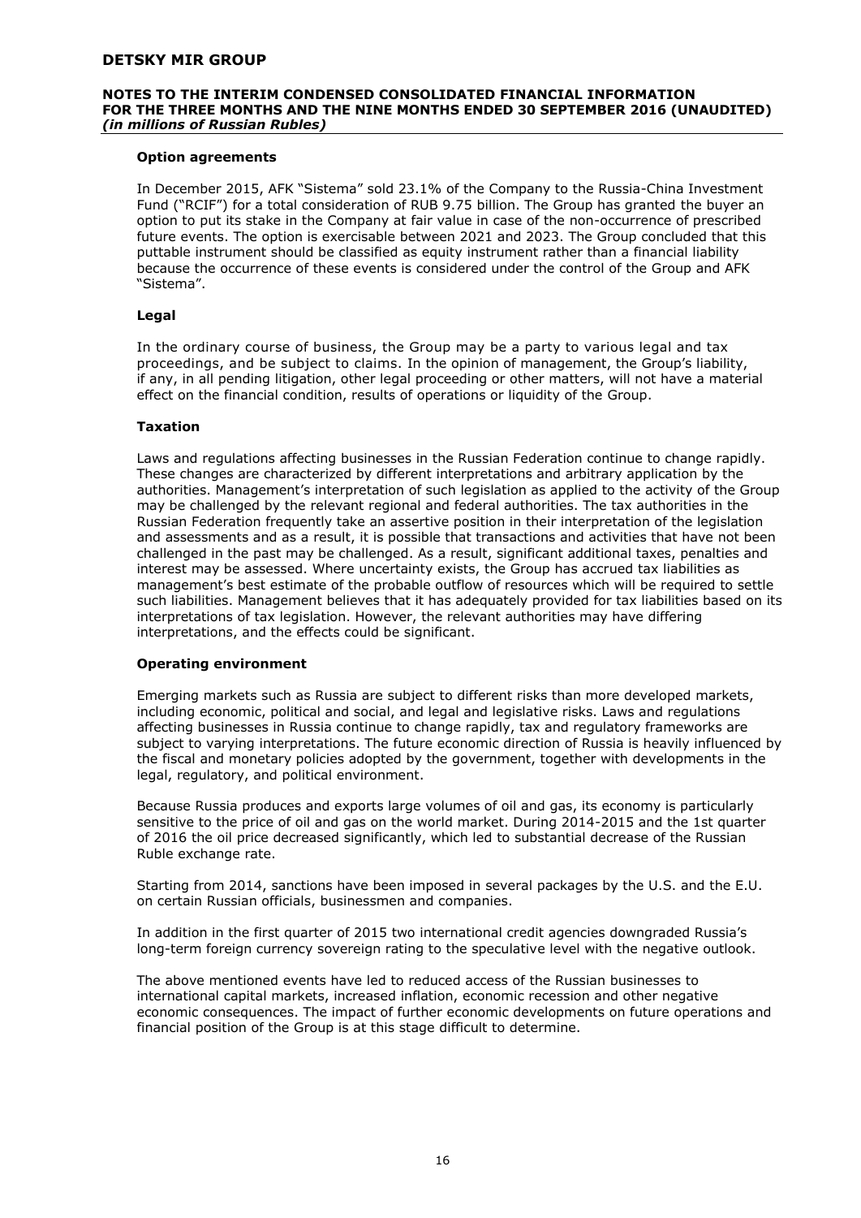#### Option agreements

In December 2015, AFK "Sistema" sold 23.1% of the Company to the Russia-China Investment Fund ("RCIF") for a total consideration of RUB 9.75 billion. The Group has granted the buyer an option to put its stake in the Company at fair value in case of the non-occurrence of prescribed future events. The option is exercisable between 2021 and 2023. The Group concluded that this puttable instrument should be classified as equity instrument rather than a financial liability because the occurrence of these events is considered under the control of the Group and AFK "Sistema".

#### Legal

In the ordinary course of business, the Group may be a party to various legal and tax proceedings, and be subject to claims. In the opinion of management, the Group's liability, if any, in all pending litigation, other legal proceeding or other matters, will not have a material effect on the financial condition, results of operations or liquidity of the Group.

#### Taxation

Laws and regulations affecting businesses in the Russian Federation continue to change rapidly. These changes are characterized by different interpretations and arbitrary application by the authorities. Management's interpretation of such legislation as applied to the activity of the Group may be challenged by the relevant regional and federal authorities. The tax authorities in the Russian Federation frequently take an assertive position in their interpretation of the legislation and assessments and as a result, it is possible that transactions and activities that have not been challenged in the past may be challenged. As a result, significant additional taxes, penalties and interest may be assessed. Where uncertainty exists, the Group has accrued tax liabilities as management's best estimate of the probable outflow of resources which will be required to settle such liabilities. Management believes that it has adequately provided for tax liabilities based on its interpretations of tax legislation. However, the relevant authorities may have differing interpretations, and the effects could be significant.

#### Operating environment

Emerging markets such as Russia are subject to different risks than more developed markets, including economic, political and social, and legal and legislative risks. Laws and regulations affecting businesses in Russia continue to change rapidly, tax and regulatory frameworks are subject to varying interpretations. The future economic direction of Russia is heavily influenced by the fiscal and monetary policies adopted by the government, together with developments in the legal, regulatory, and political environment.

Because Russia produces and exports large volumes of oil and gas, its economy is particularly sensitive to the price of oil and gas on the world market. During 2014-2015 and the 1st quarter of 2016 the oil price decreased significantly, which led to substantial decrease of the Russian Ruble exchange rate.

Starting from 2014, sanctions have been imposed in several packages by the U.S. and the E.U. on certain Russian officials, businessmen and companies.

In addition in the first quarter of 2015 two international credit agencies downgraded Russia's long-term foreign currency sovereign rating to the speculative level with the negative outlook.

The above mentioned events have led to reduced access of the Russian businesses to international capital markets, increased inflation, economic recession and other negative economic consequences. The impact of further economic developments on future operations and financial position of the Group is at this stage difficult to determine.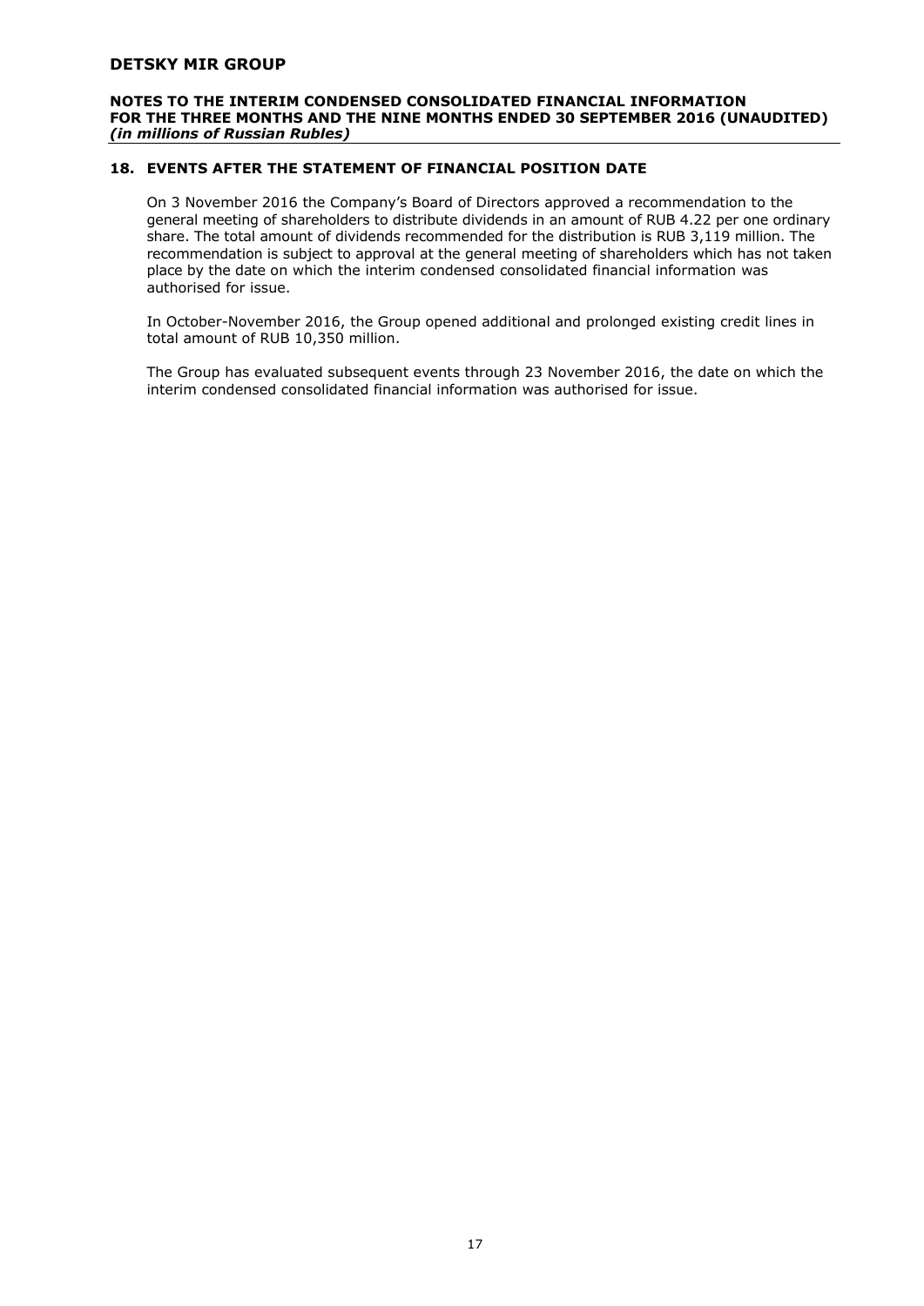## 18. EVENTS AFTER THE STATEMENT OF FINANCIAL POSITION DATE

On 3 November 2016 the Company's Board of Directors approved a recommendation to the general meeting of shareholders to distribute dividends in an amount of RUB 4.22 per one ordinary share. The total amount of dividends recommended for the distribution is RUB 3,119 million. The recommendation is subject to approval at the general meeting of shareholders which has not taken place by the date on which the interim condensed consolidated financial information was authorised for issue.

In October-November 2016, the Group opened additional and prolonged existing credit lines in total amount of RUB 10,350 million.

The Group has evaluated subsequent events through 23 November 2016, the date on which the interim condensed consolidated financial information was authorised for issue.